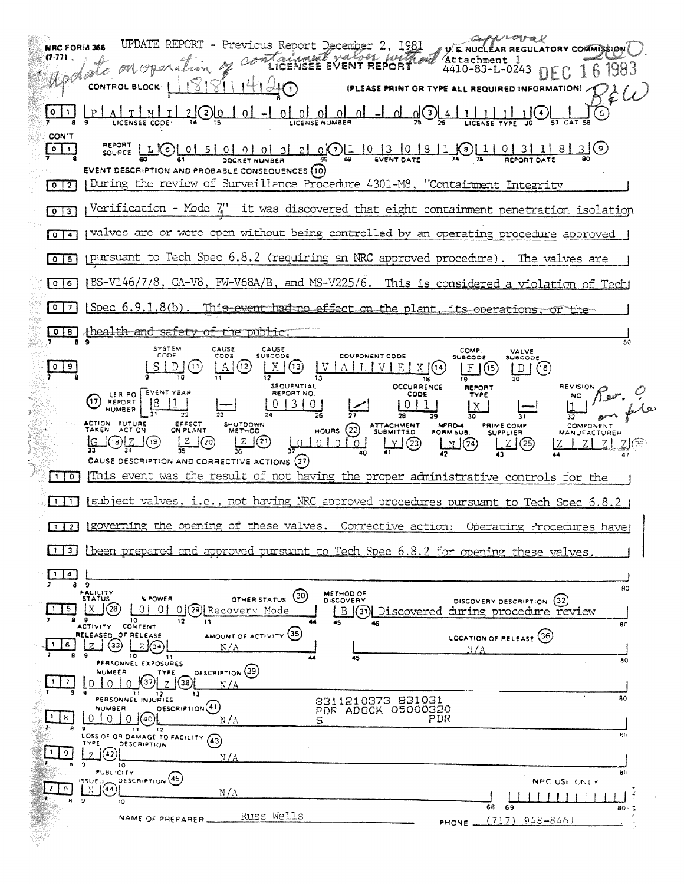NRC FORM 366 (7-77)

UPDATE REPORT - Previous Report December 2, 1981

*Update on operation of containment valves without approval*

U.S. NUCLEAR REGULATORY COMMISSION

Attachment 1
4410-83-L-0243

DEC 16 1983

# LICENSEE EVENT REPORT

CONTROL BLOCK: 1 8 8 1 4 2 (1) (PLEASE PRINT OR TYPE ALL REQUIRED INFORMATION)

| | |
|---|---|
| 01 LICENSEE CODE | P A T M I 2 (2) |
| LICENSE NUMBER | 0 0 - 0 0 0 0 0 - 0 0 (3) |
| LICENSE TYPE | 4 1 1 1 1 (4) |
| CAT | (5) |

| | |
|---|---|
| CON'T 01 REPORT SOURCE | L (6) |
| DOCKET NUMBER | 0 5 0 0 0 3 2 0 (7) |
| EVENT DATE | 1 0 3 0 8 1 (8) |
| REPORT DATE | 1 0 3 1 8 3 (9) |

## EVENT DESCRIPTION AND PROBABLE CONSEQUENCES (10)

02 During the review of Surveillance Procedure 4301-M8, "Containment Integrity
03 Verification - Mode 7" it was discovered that eight containment penetration isolation
04 valves are or were open without being controlled by an operating procedure approved
05 pursuant to Tech Spec 6.8.2 (requiring an NRC approved procedure). The valves are
06 BS-V146/7/8, CA-V8, FW-V68A/B, and MS-V225/6. This is considered a violation of Tech
07 Spec 6.9.1.8(b). ~~This event had no effect on the plant, its operations, or the~~
08 ~~health and safety of the public.~~

| SYSTEM CODE | CAUSE CODE | CAUSE SUBCODE | COMPONENT CODE | COMP. SUBCODE | VALVE SUBCODE |
|---|---|---|---|---|---|
| S D (11) | A (12) | X (13) | V A L V E X (14) | F (15) | D (16) |

| (17) LER/RO REPORT NUMBER | EVENT YEAR | | SEQUENTIAL REPORT NO. | | OCCURRENCE CODE | REPORT TYPE | | REVISION NO. |
|---|---|---|---|---|---|---|---|---|
| | 8 1 | — | 0 3 0 | / | 0 1 | X | — | 1 |

*Rev. 0 on file*

| ACTION TAKEN | FUTURE ACTION | EFFECT ON PLANT | SHUTDOWN METHOD | HOURS (22) | ATTACHMENT SUBMITTED | NPRD-4 FORM SUB. | PRIME COMP. SUPPLIER | COMPONENT MANUFACTURER |
|---|---|---|---|---|---|---|---|---|
| G (18) | Z (19) | Z (20) | Z (21) | 0 0 0 0 0 | Y (23) | N (24) | Z (25) | Z Z Z Z (26) |

## CAUSE DESCRIPTION AND CORRECTIVE ACTIONS (27)

10 This event was the result of not having the proper administrative controls for the
11 subject valves, i.e., not having NRC approved procedures pursuant to Tech Spec 6.8.2
12 governing the opening of these valves. Corrective action: Operating Procedures have
13 been prepared and approved pursuant to Tech Spec 6.8.2 for opening these valves.
14

| FACILITY STATUS | % POWER | OTHER STATUS (30) | METHOD OF DISCOVERY | DISCOVERY DESCRIPTION (32) |
|---|---|---|---|---|
| 15 X (28) | 0 0 0 (29) | Recovery Mode | B (31) | Discovered during procedure review |

| ACTIVITY RELEASED OF RELEASE | CONTENT | AMOUNT OF ACTIVITY (35) | LOCATION OF RELEASE (36) |
|---|---|---|---|
| 16 Z (33) | Z (34) | N/A | N/A |

PERSONNEL EXPOSURES

| NUMBER | TYPE | DESCRIPTION (39) |
|---|---|---|
| 17 0 0 0 (37) | Z (38) | N/A |

PERSONNEL INJURIES

| NUMBER | DESCRIPTION (41) |
|---|---|
| 18 0 0 0 (40) | N/A |

8311210373 831031
PDR ADOCK 05000320
S PDR

LOSS OF OR DAMAGE TO FACILITY (43)

| TYPE | DESCRIPTION |
|---|---|
| 19 Z (42) | N/A |

PUBLICITY

| ISSUED | DESCRIPTION (45) |
|---|---|
| 20 N (44) | N/A |

NRC USE ONLY

NAME OF PREPARER: Russ Wells PHONE: (717) 948-8461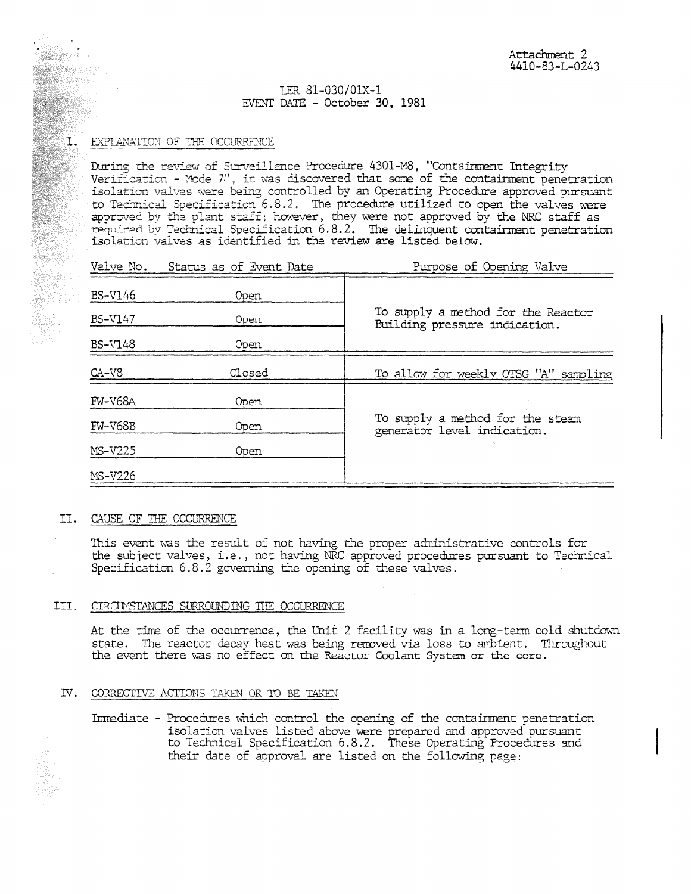Attachment 2
4410-83-L-0243

LER 81-030/01X-1
EVENT DATE - October 30, 1981

## I. EXPLANATION OF THE OCCURRENCE

During the review of Surveillance Procedure 4301-M8, "Containment Integrity Verification - Mode 7", it was discovered that some of the containment penetration isolation valves were being controlled by an Operating Procedure approved pursuant to Technical Specification 6.8.2. The procedure utilized to open the valves were approved by the plant staff; however, they were not approved by the NRC staff as required by Technical Specification 6.8.2. The delinquent containment penetration isolation valves as identified in the review are listed below.

| Valve No. | Status as of Event Date | Purpose of Opening Valve |
|---|---|---|
| BS-V146 | Open | To supply a method for the Reactor Building pressure indication. |
| BS-V147 | Open | |
| BS-V148 | Open | |
| CA-V8 | Closed | To allow for weekly OTSG "A" sampling |
| FW-V68A | Open | To supply a method for the steam generator level indication. |
| FW-V68B | Open | |
| MS-V225 | Open | |
| MS-V226 | | |

## II. CAUSE OF THE OCCURRENCE

This event was the result of not having the proper administrative controls for the subject valves, i.e., not having NRC approved procedures pursuant to Technical Specification 6.8.2 governing the opening of these valves.

## III. CIRCUMSTANCES SURROUNDING THE OCCURRENCE

At the time of the occurrence, the Unit 2 facility was in a long-term cold shutdown state. The reactor decay heat was being removed via loss to ambient. Throughout the event there was no effect on the Reactor Coolant System or the core.

## IV. CORRECTIVE ACTIONS TAKEN OR TO BE TAKEN

Immediate - Procedures which control the opening of the containment penetration isolation valves listed above were prepared and approved pursuant to Technical Specification 6.8.2. These Operating Procedures and their date of approval are listed on the following page: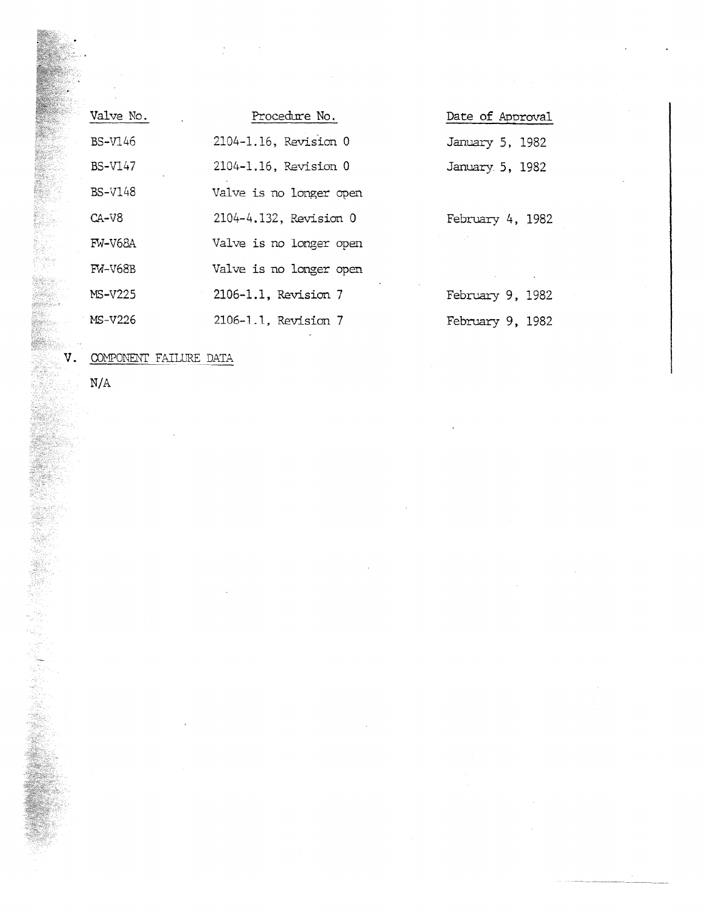| Valve No. | Procedure No. | Date of Approval |
|---|---|---|
| BS-V146 | 2104-1.16, Revision 0 | January 5, 1982 |
| BS-V147 | 2104-1.16, Revision 0 | January 5, 1982 |
| BS-V148 | Valve is no longer open | |
| CA-V8 | 2104-4.132, Revision 0 | February 4, 1982 |
| FW-V68A | Valve is no longer open | |
| FW-V68B | Valve is no longer open | |
| MS-V225 | 2106-1.1, Revision 7 | February 9, 1982 |
| MS-V226 | 2106-1.1, Revision 7 | February 9, 1982 |

## V. COMPONENT FAILURE DATA

N/A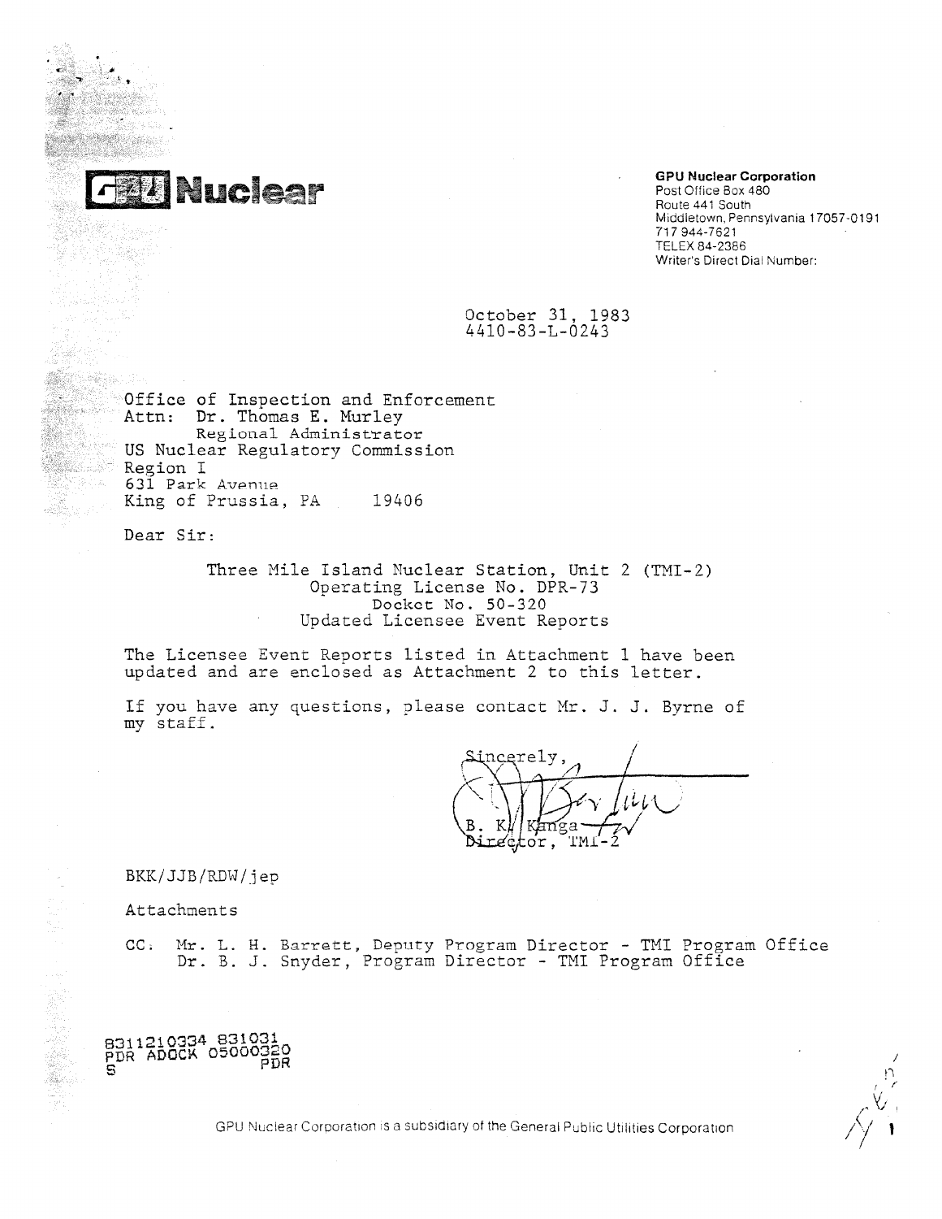# GPU Nuclear

**GPU Nuclear Corporation**
Post Office Box 480
Route 441 South
Middletown, Pennsylvania 17057-0191
717 944-7621
TELEX 84-2386
Writer's Direct Dial Number:

October 31, 1983
4410-83-L-0243

Office of Inspection and Enforcement
Attn: Dr. Thomas E. Murley
Regional Administrator
US Nuclear Regulatory Commission
Region I
631 Park Avenue
King of Prussia, PA 19406

Dear Sir:

Three Mile Island Nuclear Station, Unit 2 (TMI-2)
Operating License No. DPR-73
Docket No. 50-320
Updated Licensee Event Reports

The Licensee Event Reports listed in Attachment 1 have been updated and are enclosed as Attachment 2 to this letter.

If you have any questions, please contact Mr. J. J. Byrne of my staff.

Sincerely,

B. K. Kanga
Director, TMI-2

BKK/JJB/RDW/jep

Attachments

CC: Mr. L. H. Barrett, Deputy Program Director - TMI Program Office
Dr. B. J. Snyder, Program Director - TMI Program Office

8311210334 831031
PDR ADOCK 05000320
S PDR

GPU Nuclear Corporation is a subsidiary of the General Public Utilities Corporation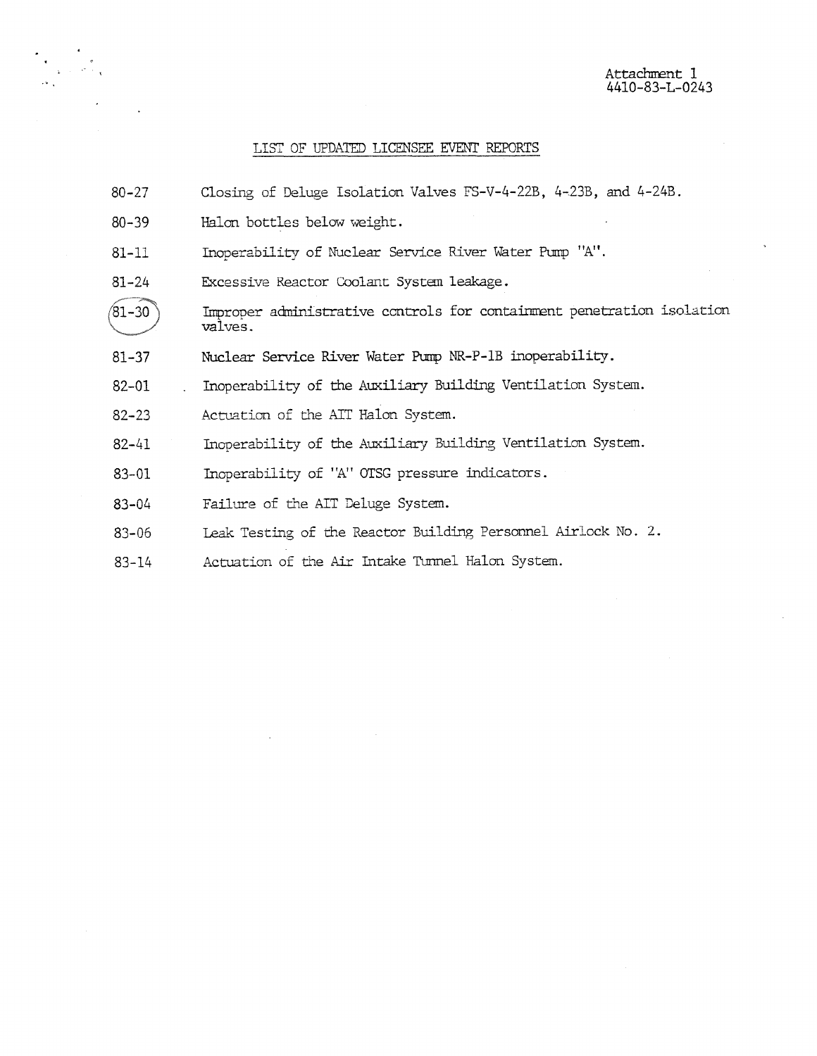Attachment 1
4410-83-L-0243

LIST OF UPDATED LICENSEE EVENT REPORTS

| | |
|---|---|
| 80-27 | Closing of Deluge Isolation Valves FS-V-4-22B, 4-23B, and 4-24B. |
| 80-39 | Halon bottles below weight. |
| 81-11 | Inoperability of Nuclear Service River Water Pump "A". |
| 81-24 | Excessive Reactor Coolant System leakage. |
| 81-30 | Improper administrative controls for containment penetration isolation valves. |
| 81-37 | Nuclear Service River Water Pump NR-P-1B inoperability. |
| 82-01 | Inoperability of the Auxiliary Building Ventilation System. |
| 82-23 | Actuation of the AIT Halon System. |
| 82-41 | Inoperability of the Auxiliary Building Ventilation System. |
| 83-01 | Inoperability of "A" OTSG pressure indicators. |
| 83-04 | Failure of the AIT Deluge System. |
| 83-06 | Leak Testing of the Reactor Building Personnel Airlock No. 2. |
| 83-14 | Actuation of the Air Intake Tunnel Halon System. |